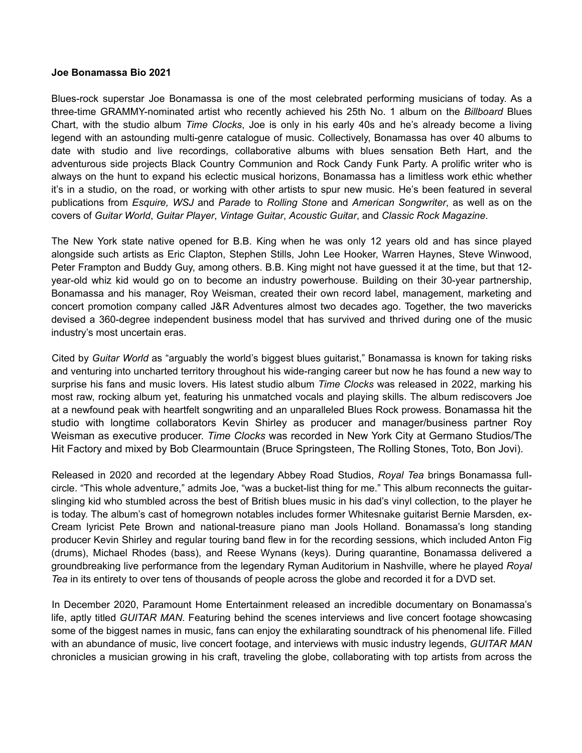**Joe Bonamassa Bio 2021**

Blues-rock superstar Joe Bonamassa is one of the most celebrated performing musicians of today. As a three-time GRAMMY-nominated artist who recently achieved his 25th No. 1 album on the *Billboard* Blues Chart, with the studio album *Time Clocks*, Joe is only in his early 40s and he's already become a living legend with an astounding multi-genre catalogue of music. Collectively, Bonamassa has over 40 albums to date with studio and live recordings, collaborative albums with blues sensation Beth Hart, and the adventurous side projects Black Country Communion and Rock Candy Funk Party. A prolific writer who is always on the hunt to expand his eclectic musical horizons, Bonamassa has a limitless work ethic whether it's in a studio, on the road, or working with other artists to spur new music. He's been featured in several publications from *Esquire, WSJ* and *Parade* to *Rolling Stone* and *American Songwriter*, as well as on the covers of *Guitar World*, *Guitar Player*, *Vintage Guitar*, *Acoustic Guitar*, and *Classic Rock Magazine*.

The New York state native opened for B.B. King when he was only 12 years old and has since played alongside such artists as Eric Clapton, Stephen Stills, John Lee Hooker, Warren Haynes, Steve Winwood, Peter Frampton and Buddy Guy, among others. B.B. King might not have guessed it at the time, but that 12-year-old whiz kid would go on to become an industry powerhouse. Building on their 30-year partnership, Bonamassa and his manager, Roy Weisman, created their own record label, management, marketing and concert promotion company called J&R Adventures almost two decades ago. Together, the two mavericks devised a 360-degree independent business model that has survived and thrived during one of the music industry's most uncertain eras.

Cited by *Guitar World* as "arguably the world's biggest blues guitarist," Bonamassa is known for taking risks and venturing into uncharted territory throughout his wide-ranging career but now he has found a new way to surprise his fans and music lovers. His latest studio album *Time Clocks* was released in 2022, marking his most raw, rocking album yet, featuring his unmatched vocals and playing skills. The album rediscovers Joe at a newfound peak with heartfelt songwriting and an unparalleled Blues Rock prowess. Bonamassa hit the studio with longtime collaborators Kevin Shirley as producer and manager/business partner Roy Weisman as executive producer. *Time Clocks* was recorded in New York City at Germano Studios/The Hit Factory and mixed by Bob Clearmountain (Bruce Springsteen, The Rolling Stones, Toto, Bon Jovi).

Released in 2020 and recorded at the legendary Abbey Road Studios, *Royal Tea* brings Bonamassa full-circle. "This whole adventure," admits Joe, "was a bucket-list thing for me." This album reconnects the guitar-slinging kid who stumbled across the best of British blues music in his dad's vinyl collection, to the player he is today. The album's cast of homegrown notables includes former Whitesnake guitarist Bernie Marsden, ex-Cream lyricist Pete Brown and national-treasure piano man Jools Holland. Bonamassa's long standing producer Kevin Shirley and regular touring band flew in for the recording sessions, which included Anton Fig (drums), Michael Rhodes (bass), and Reese Wynans (keys). During quarantine, Bonamassa delivered a groundbreaking live performance from the legendary Ryman Auditorium in Nashville, where he played *Royal Tea* in its entirety to over tens of thousands of people across the globe and recorded it for a DVD set.

In December 2020, Paramount Home Entertainment released an incredible documentary on Bonamassa's life, aptly titled *GUITAR MAN*. Featuring behind the scenes interviews and live concert footage showcasing some of the biggest names in music, fans can enjoy the exhilarating soundtrack of his phenomenal life. Filled with an abundance of music, live concert footage, and interviews with music industry legends, *GUITAR MAN* chronicles a musician growing in his craft, traveling the globe, collaborating with top artists from across the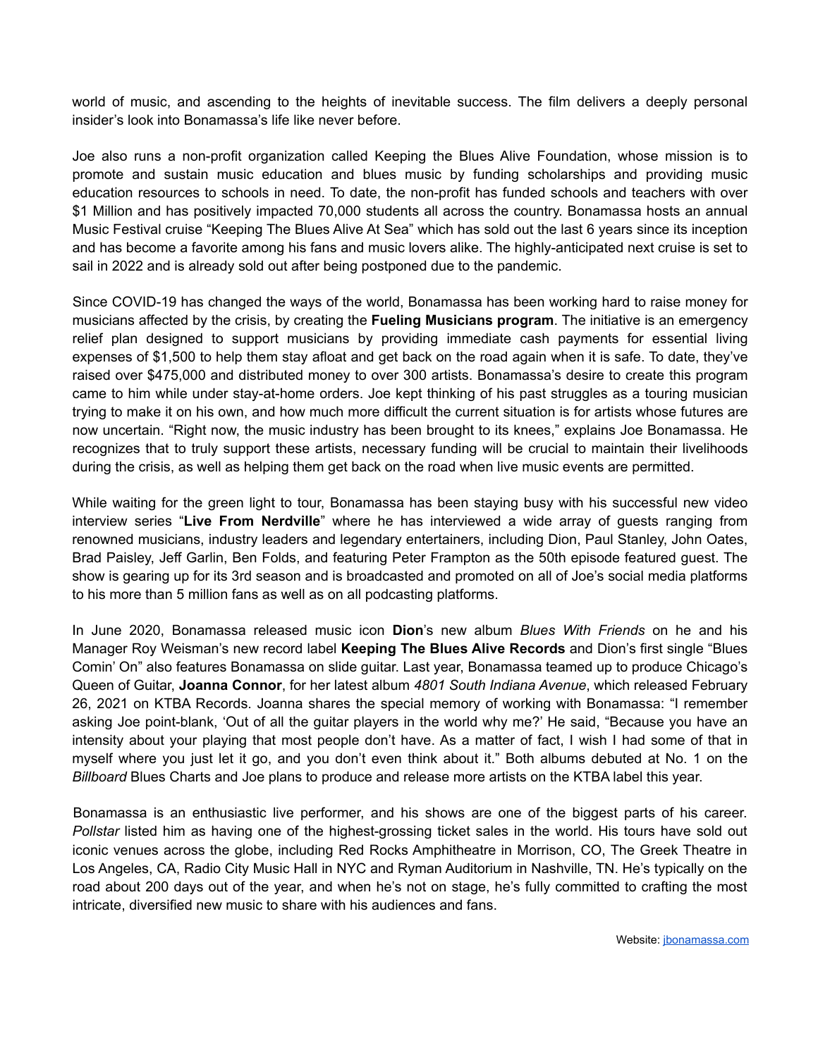world of music, and ascending to the heights of inevitable success. The film delivers a deeply personal insider's look into Bonamassa's life like never before.

Joe also runs a non-profit organization called Keeping the Blues Alive Foundation, whose mission is to promote and sustain music education and blues music by funding scholarships and providing music education resources to schools in need. To date, the non-profit has funded schools and teachers with over $1 Million and has positively impacted 70,000 students all across the country. Bonamassa hosts an annual Music Festival cruise "Keeping The Blues Alive At Sea" which has sold out the last 6 years since its inception and has become a favorite among his fans and music lovers alike. The highly-anticipated next cruise is set to sail in 2022 and is already sold out after being postponed due to the pandemic.

Since COVID-19 has changed the ways of the world, Bonamassa has been working hard to raise money for musicians affected by the crisis, by creating the **Fueling Musicians program**. The initiative is an emergency relief plan designed to support musicians by providing immediate cash payments for essential living expenses of $1,500 to help them stay afloat and get back on the road again when it is safe. To date, they've raised over $475,000 and distributed money to over 300 artists. Bonamassa's desire to create this program came to him while under stay-at-home orders. Joe kept thinking of his past struggles as a touring musician trying to make it on his own, and how much more difficult the current situation is for artists whose futures are now uncertain. "Right now, the music industry has been brought to its knees," explains Joe Bonamassa. He recognizes that to truly support these artists, necessary funding will be crucial to maintain their livelihoods during the crisis, as well as helping them get back on the road when live music events are permitted.

While waiting for the green light to tour, Bonamassa has been staying busy with his successful new video interview series "**Live From Nerdville**" where he has interviewed a wide array of guests ranging from renowned musicians, industry leaders and legendary entertainers, including Dion, Paul Stanley, John Oates, Brad Paisley, Jeff Garlin, Ben Folds, and featuring Peter Frampton as the 50th episode featured guest. The show is gearing up for its 3rd season and is broadcasted and promoted on all of Joe's social media platforms to his more than 5 million fans as well as on all podcasting platforms.

In June 2020, Bonamassa released music icon **Dion**'s new album *Blues With Friends* on he and his Manager Roy Weisman's new record label **Keeping The Blues Alive Records** and Dion's first single "Blues Comin' On" also features Bonamassa on slide guitar. Last year, Bonamassa teamed up to produce Chicago's Queen of Guitar, **Joanna Connor**, for her latest album *4801 South Indiana Avenue*, which released February 26, 2021 on KTBA Records. Joanna shares the special memory of working with Bonamassa: "I remember asking Joe point-blank, 'Out of all the guitar players in the world why me?' He said, "Because you have an intensity about your playing that most people don't have. As a matter of fact, I wish I had some of that in myself where you just let it go, and you don't even think about it." Both albums debuted at No. 1 on the *Billboard* Blues Charts and Joe plans to produce and release more artists on the KTBA label this year.

Bonamassa is an enthusiastic live performer, and his shows are one of the biggest parts of his career. *Pollstar* listed him as having one of the highest-grossing ticket sales in the world. His tours have sold out iconic venues across the globe, including Red Rocks Amphitheatre in Morrison, CO, The Greek Theatre in Los Angeles, CA, Radio City Music Hall in NYC and Ryman Auditorium in Nashville, TN. He's typically on the road about 200 days out of the year, and when he's not on stage, he's fully committed to crafting the most intricate, diversified new music to share with his audiences and fans.

Website: [jbonamassa.com](jbonamassa.com)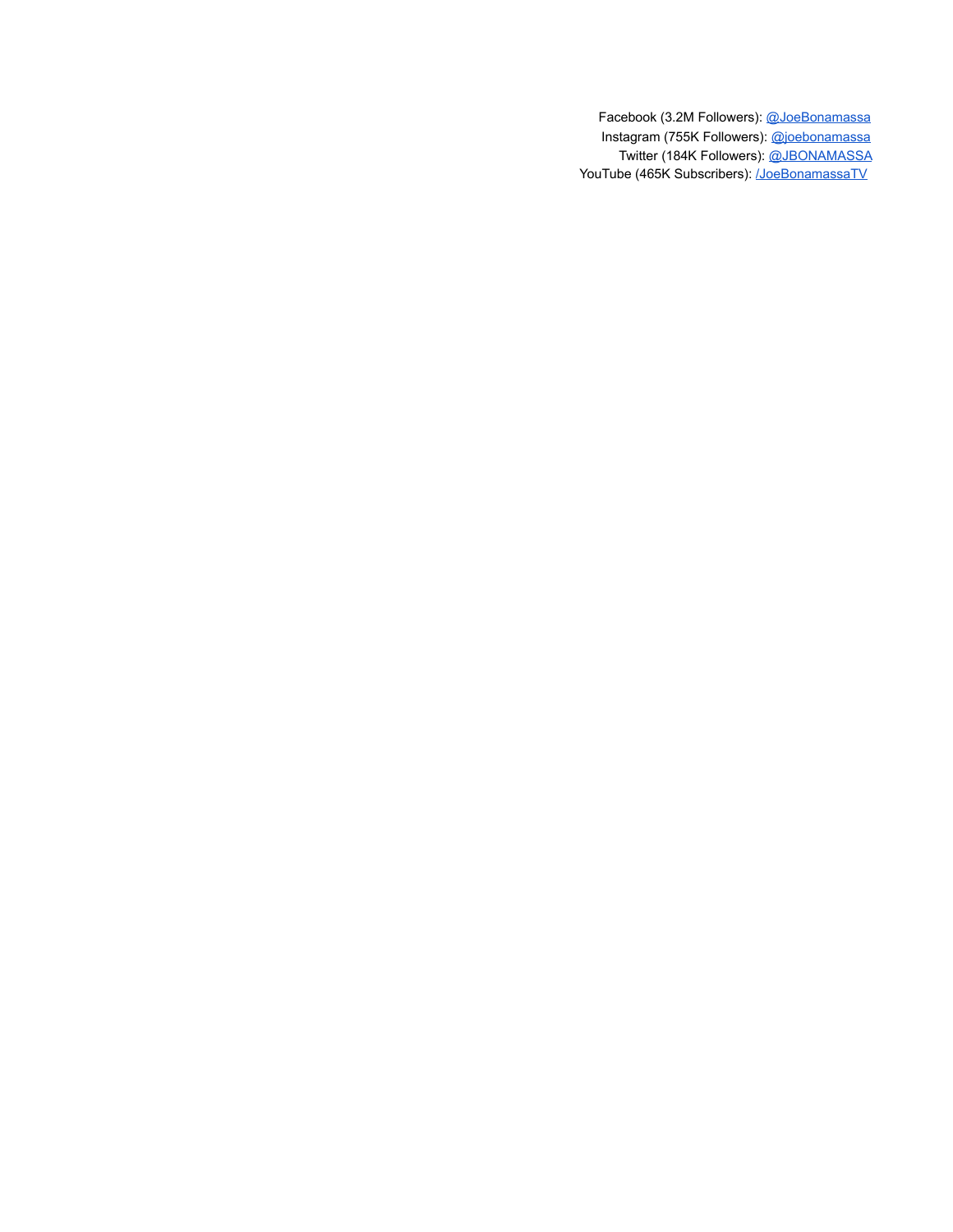Facebook (3.2M Followers): [@JoeBonamassa](#)
Instagram (755K Followers): [@joebonamassa](#)
Twitter (184K Followers): [@JBONAMASSA](#)
YouTube (465K Subscribers): [/JoeBonamassaTV](#)